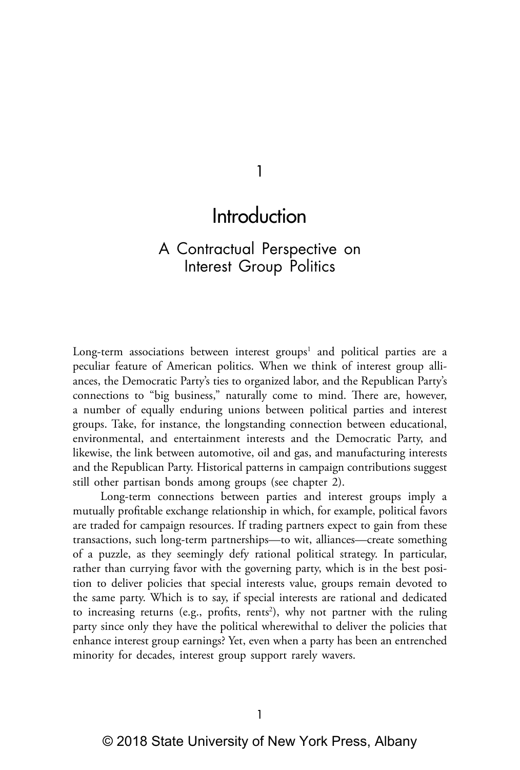# 1

# Introduction

## A Contractual Perspective on Interest Group Politics

Long-term associations between interest groups[1] and political parties are a peculiar feature of American politics. When we think of interest group alliances, the Democratic Party's ties to organized labor, and the Republican Party's connections to "big business," naturally come to mind. There are, however, a number of equally enduring unions between political parties and interest groups. Take, for instance, the longstanding connection between educational, environmental, and entertainment interests and the Democratic Party, and likewise, the link between automotive, oil and gas, and manufacturing interests and the Republican Party. Historical patterns in campaign contributions suggest still other partisan bonds among groups (see chapter 2).

Long-term connections between parties and interest groups imply a mutually profitable exchange relationship in which, for example, political favors are traded for campaign resources. If trading partners expect to gain from these transactions, such long-term partnerships—to wit, alliances—create something of a puzzle, as they seemingly defy rational political strategy. In particular, rather than currying favor with the governing party, which is in the best position to deliver policies that special interests value, groups remain devoted to the same party. Which is to say, if special interests are rational and dedicated to increasing returns (e.g., profits, rents[2]), why not partner with the ruling party since only they have the political wherewithal to deliver the policies that enhance interest group earnings? Yet, even when a party has been an entrenched minority for decades, interest group support rarely wavers.

© 2018 State University of New York Press, Albany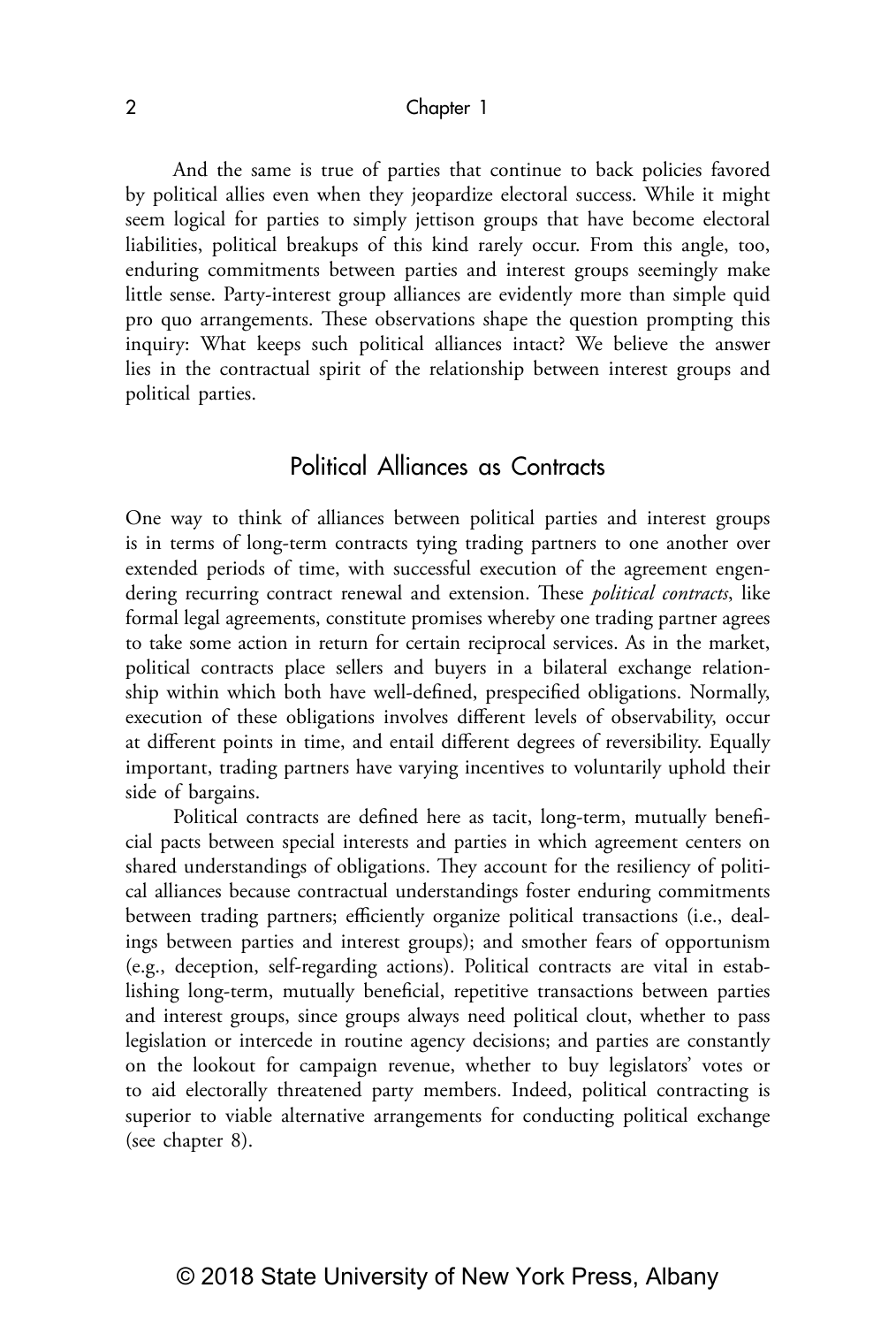And the same is true of parties that continue to back policies favored by political allies even when they jeopardize electoral success. While it might seem logical for parties to simply jettison groups that have become electoral liabilities, political breakups of this kind rarely occur. From this angle, too, enduring commitments between parties and interest groups seemingly make little sense. Party-interest group alliances are evidently more than simple quid pro quo arrangements. These observations shape the question prompting this inquiry: What keeps such political alliances intact? We believe the answer lies in the contractual spirit of the relationship between interest groups and political parties.

## Political Alliances as Contracts

One way to think of alliances between political parties and interest groups is in terms of long-term contracts tying trading partners to one another over extended periods of time, with successful execution of the agreement engendering recurring contract renewal and extension. These *political contracts*, like formal legal agreements, constitute promises whereby one trading partner agrees to take some action in return for certain reciprocal services. As in the market, political contracts place sellers and buyers in a bilateral exchange relationship within which both have well-defined, prespecified obligations. Normally, execution of these obligations involves different levels of observability, occur at different points in time, and entail different degrees of reversibility. Equally important, trading partners have varying incentives to voluntarily uphold their side of bargains.

Political contracts are defined here as tacit, long-term, mutually beneficial pacts between special interests and parties in which agreement centers on shared understandings of obligations. They account for the resiliency of political alliances because contractual understandings foster enduring commitments between trading partners; efficiently organize political transactions (i.e., dealings between parties and interest groups); and smother fears of opportunism (e.g., deception, self-regarding actions). Political contracts are vital in establishing long-term, mutually beneficial, repetitive transactions between parties and interest groups, since groups always need political clout, whether to pass legislation or intercede in routine agency decisions; and parties are constantly on the lookout for campaign revenue, whether to buy legislators' votes or to aid electorally threatened party members. Indeed, political contracting is superior to viable alternative arrangements for conducting political exchange (see chapter 8).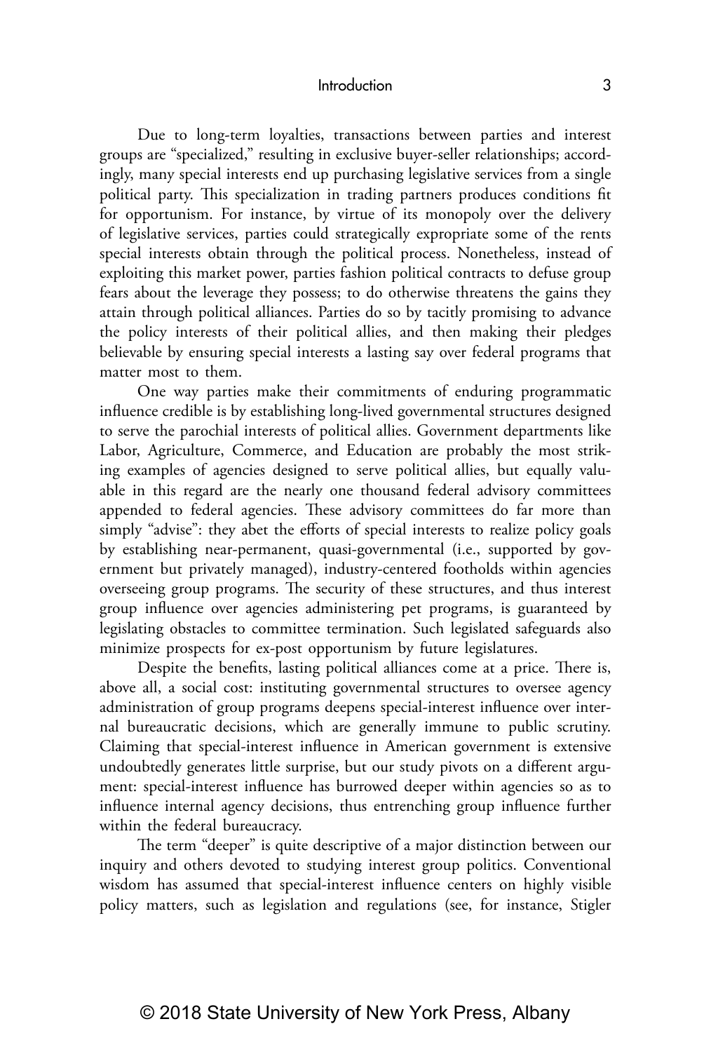Due to long-term loyalties, transactions between parties and interest groups are "specialized," resulting in exclusive buyer-seller relationships; accordingly, many special interests end up purchasing legislative services from a single political party. This specialization in trading partners produces conditions fit for opportunism. For instance, by virtue of its monopoly over the delivery of legislative services, parties could strategically expropriate some of the rents special interests obtain through the political process. Nonetheless, instead of exploiting this market power, parties fashion political contracts to defuse group fears about the leverage they possess; to do otherwise threatens the gains they attain through political alliances. Parties do so by tacitly promising to advance the policy interests of their political allies, and then making their pledges believable by ensuring special interests a lasting say over federal programs that matter most to them.

One way parties make their commitments of enduring programmatic influence credible is by establishing long-lived governmental structures designed to serve the parochial interests of political allies. Government departments like Labor, Agriculture, Commerce, and Education are probably the most striking examples of agencies designed to serve political allies, but equally valuable in this regard are the nearly one thousand federal advisory committees appended to federal agencies. These advisory committees do far more than simply "advise": they abet the efforts of special interests to realize policy goals by establishing near-permanent, quasi-governmental (i.e., supported by government but privately managed), industry-centered footholds within agencies overseeing group programs. The security of these structures, and thus interest group influence over agencies administering pet programs, is guaranteed by legislating obstacles to committee termination. Such legislated safeguards also minimize prospects for ex-post opportunism by future legislatures.

Despite the benefits, lasting political alliances come at a price. There is, above all, a social cost: instituting governmental structures to oversee agency administration of group programs deepens special-interest influence over internal bureaucratic decisions, which are generally immune to public scrutiny. Claiming that special-interest influence in American government is extensive undoubtedly generates little surprise, but our study pivots on a different argument: special-interest influence has burrowed deeper within agencies so as to influence internal agency decisions, thus entrenching group influence further within the federal bureaucracy.

The term "deeper" is quite descriptive of a major distinction between our inquiry and others devoted to studying interest group politics. Conventional wisdom has assumed that special-interest influence centers on highly visible policy matters, such as legislation and regulations (see, for instance, Stigler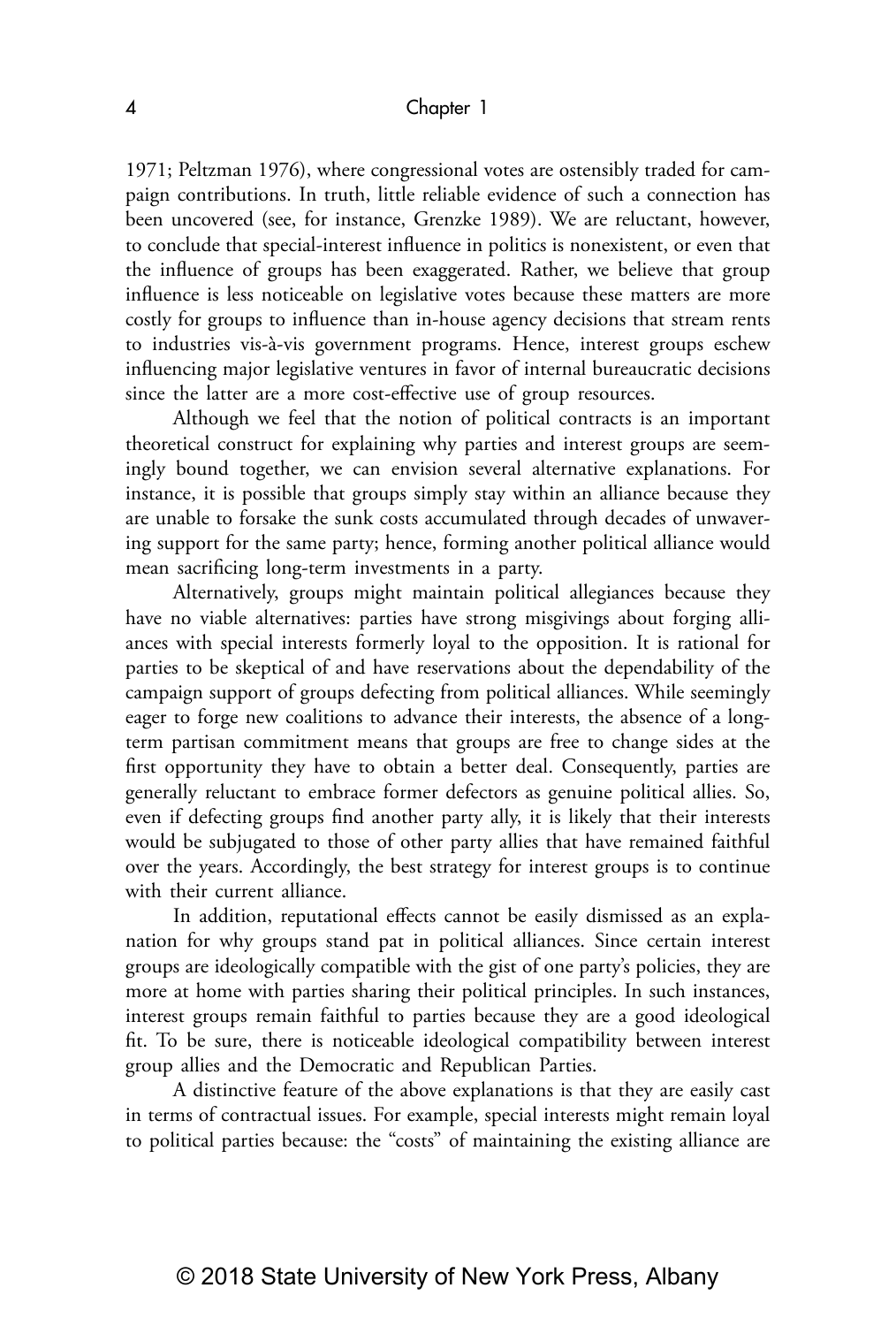1971; Peltzman 1976), where congressional votes are ostensibly traded for campaign contributions. In truth, little reliable evidence of such a connection has been uncovered (see, for instance, Grenzke 1989). We are reluctant, however, to conclude that special-interest influence in politics is nonexistent, or even that the influence of groups has been exaggerated. Rather, we believe that group influence is less noticeable on legislative votes because these matters are more costly for groups to influence than in-house agency decisions that stream rents to industries vis-à-vis government programs. Hence, interest groups eschew influencing major legislative ventures in favor of internal bureaucratic decisions since the latter are a more cost-effective use of group resources.

Although we feel that the notion of political contracts is an important theoretical construct for explaining why parties and interest groups are seemingly bound together, we can envision several alternative explanations. For instance, it is possible that groups simply stay within an alliance because they are unable to forsake the sunk costs accumulated through decades of unwavering support for the same party; hence, forming another political alliance would mean sacrificing long-term investments in a party.

Alternatively, groups might maintain political allegiances because they have no viable alternatives: parties have strong misgivings about forging alliances with special interests formerly loyal to the opposition. It is rational for parties to be skeptical of and have reservations about the dependability of the campaign support of groups defecting from political alliances. While seemingly eager to forge new coalitions to advance their interests, the absence of a long-term partisan commitment means that groups are free to change sides at the first opportunity they have to obtain a better deal. Consequently, parties are generally reluctant to embrace former defectors as genuine political allies. So, even if defecting groups find another party ally, it is likely that their interests would be subjugated to those of other party allies that have remained faithful over the years. Accordingly, the best strategy for interest groups is to continue with their current alliance.

In addition, reputational effects cannot be easily dismissed as an explanation for why groups stand pat in political alliances. Since certain interest groups are ideologically compatible with the gist of one party's policies, they are more at home with parties sharing their political principles. In such instances, interest groups remain faithful to parties because they are a good ideological fit. To be sure, there is noticeable ideological compatibility between interest group allies and the Democratic and Republican Parties.

A distinctive feature of the above explanations is that they are easily cast in terms of contractual issues. For example, special interests might remain loyal to political parties because: the "costs" of maintaining the existing alliance are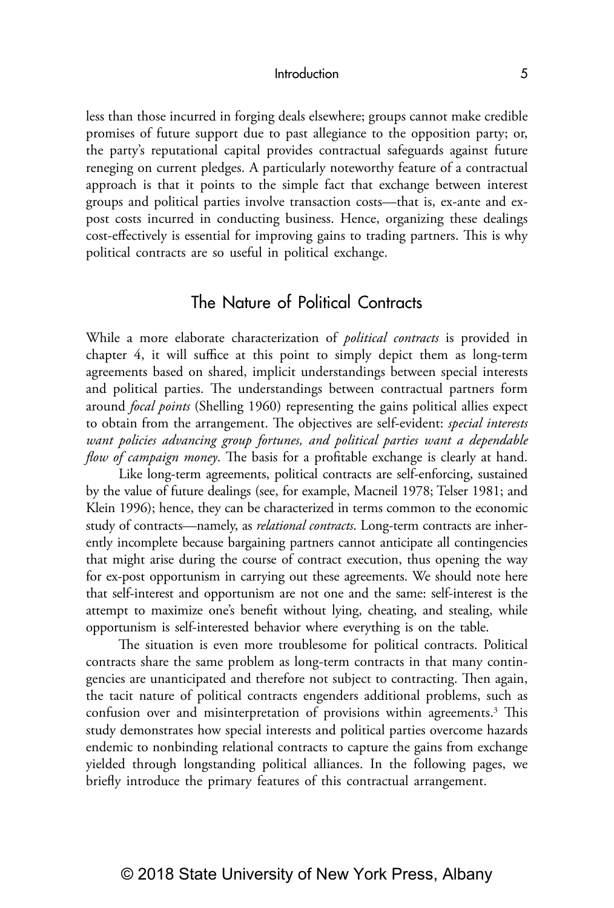less than those incurred in forging deals elsewhere; groups cannot make credible promises of future support due to past allegiance to the opposition party; or, the party's reputational capital provides contractual safeguards against future reneging on current pledges. A particularly noteworthy feature of a contractual approach is that it points to the simple fact that exchange between interest groups and political parties involve transaction costs—that is, ex-ante and ex-post costs incurred in conducting business. Hence, organizing these dealings cost-effectively is essential for improving gains to trading partners. This is why political contracts are so useful in political exchange.

## The Nature of Political Contracts

While a more elaborate characterization of *political contracts* is provided in chapter 4, it will suffice at this point to simply depict them as long-term agreements based on shared, implicit understandings between special interests and political parties. The understandings between contractual partners form around *focal points* (Shelling 1960) representing the gains political allies expect to obtain from the arrangement. The objectives are self-evident: *special interests want policies advancing group fortunes, and political parties want a dependable flow of campaign money*. The basis for a profitable exchange is clearly at hand.

Like long-term agreements, political contracts are self-enforcing, sustained by the value of future dealings (see, for example, Macneil 1978; Telser 1981; and Klein 1996); hence, they can be characterized in terms common to the economic study of contracts—namely, as *relational contracts*. Long-term contracts are inherently incomplete because bargaining partners cannot anticipate all contingencies that might arise during the course of contract execution, thus opening the way for ex-post opportunism in carrying out these agreements. We should note here that self-interest and opportunism are not one and the same: self-interest is the attempt to maximize one's benefit without lying, cheating, and stealing, while opportunism is self-interested behavior where everything is on the table.

The situation is even more troublesome for political contracts. Political contracts share the same problem as long-term contracts in that many contingencies are unanticipated and therefore not subject to contracting. Then again, the tacit nature of political contracts engenders additional problems, such as confusion over and misinterpretation of provisions within agreements.[3] This study demonstrates how special interests and political parties overcome hazards endemic to nonbinding relational contracts to capture the gains from exchange yielded through longstanding political alliances. In the following pages, we briefly introduce the primary features of this contractual arrangement.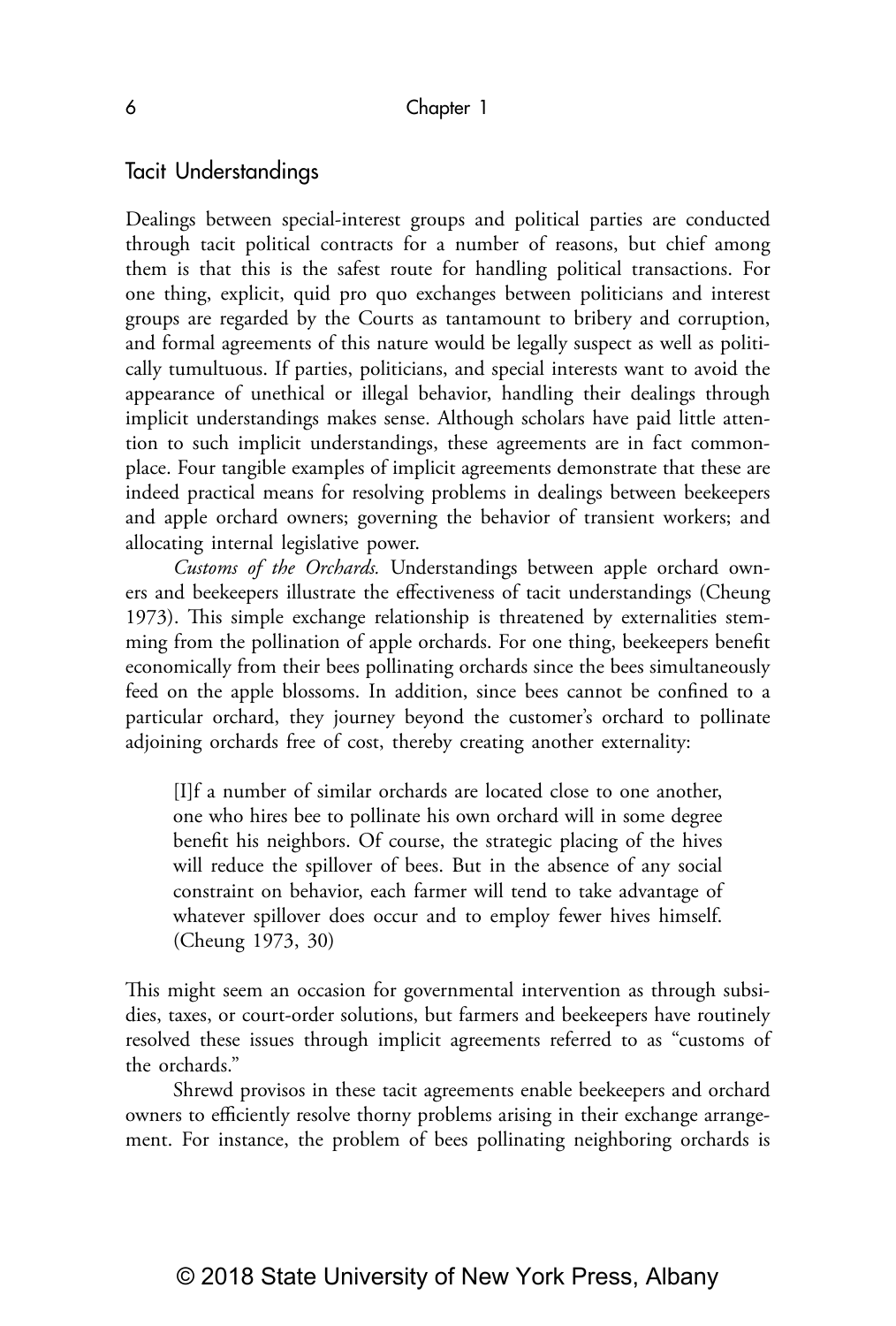## Tacit Understandings

Dealings between special-interest groups and political parties are conducted through tacit political contracts for a number of reasons, but chief among them is that this is the safest route for handling political transactions. For one thing, explicit, quid pro quo exchanges between politicians and interest groups are regarded by the Courts as tantamount to bribery and corruption, and formal agreements of this nature would be legally suspect as well as politically tumultuous. If parties, politicians, and special interests want to avoid the appearance of unethical or illegal behavior, handling their dealings through implicit understandings makes sense. Although scholars have paid little attention to such implicit understandings, these agreements are in fact commonplace. Four tangible examples of implicit agreements demonstrate that these are indeed practical means for resolving problems in dealings between beekeepers and apple orchard owners; governing the behavior of transient workers; and allocating internal legislative power.

*Customs of the Orchards.* Understandings between apple orchard owners and beekeepers illustrate the effectiveness of tacit understandings (Cheung 1973). This simple exchange relationship is threatened by externalities stemming from the pollination of apple orchards. For one thing, beekeepers benefit economically from their bees pollinating orchards since the bees simultaneously feed on the apple blossoms. In addition, since bees cannot be confined to a particular orchard, they journey beyond the customer's orchard to pollinate adjoining orchards free of cost, thereby creating another externality:

> [I]f a number of similar orchards are located close to one another, one who hires bee to pollinate his own orchard will in some degree benefit his neighbors. Of course, the strategic placing of the hives will reduce the spillover of bees. But in the absence of any social constraint on behavior, each farmer will tend to take advantage of whatever spillover does occur and to employ fewer hives himself. (Cheung 1973, 30)

This might seem an occasion for governmental intervention as through subsidies, taxes, or court-order solutions, but farmers and beekeepers have routinely resolved these issues through implicit agreements referred to as "customs of the orchards."

Shrewd provisos in these tacit agreements enable beekeepers and orchard owners to efficiently resolve thorny problems arising in their exchange arrangement. For instance, the problem of bees pollinating neighboring orchards is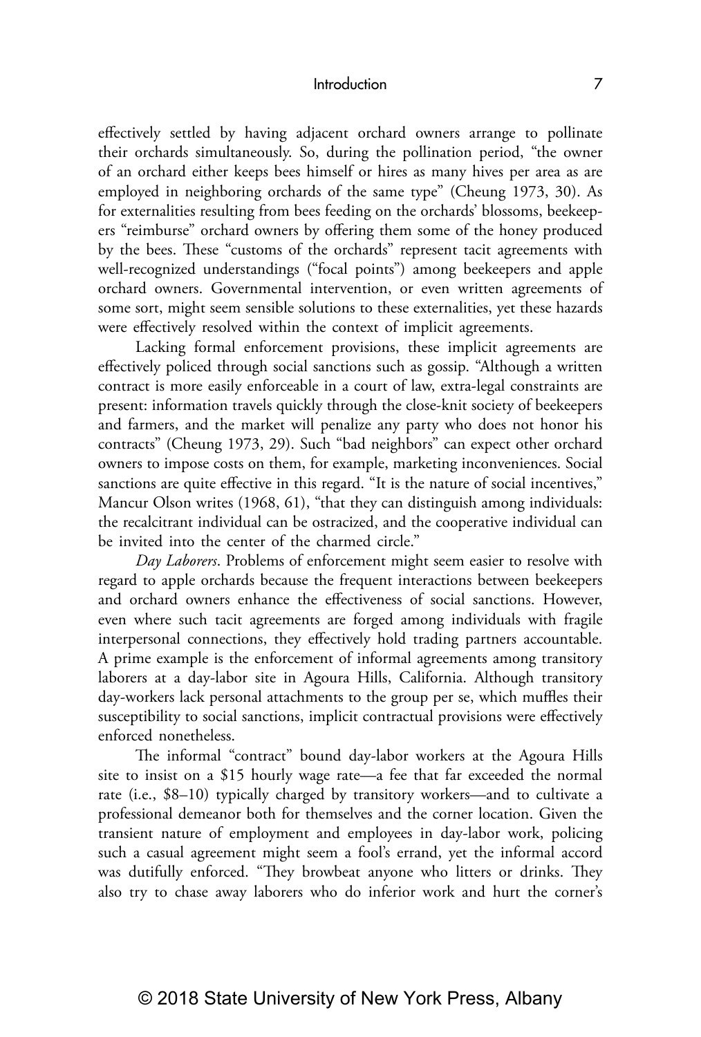effectively settled by having adjacent orchard owners arrange to pollinate their orchards simultaneously. So, during the pollination period, "the owner of an orchard either keeps bees himself or hires as many hives per area as are employed in neighboring orchards of the same type" (Cheung 1973, 30). As for externalities resulting from bees feeding on the orchards' blossoms, beekeepers "reimburse" orchard owners by offering them some of the honey produced by the bees. These "customs of the orchards" represent tacit agreements with well-recognized understandings ("focal points") among beekeepers and apple orchard owners. Governmental intervention, or even written agreements of some sort, might seem sensible solutions to these externalities, yet these hazards were effectively resolved within the context of implicit agreements.

Lacking formal enforcement provisions, these implicit agreements are effectively policed through social sanctions such as gossip. "Although a written contract is more easily enforceable in a court of law, extra-legal constraints are present: information travels quickly through the close-knit society of beekeepers and farmers, and the market will penalize any party who does not honor his contracts" (Cheung 1973, 29). Such "bad neighbors" can expect other orchard owners to impose costs on them, for example, marketing inconveniences. Social sanctions are quite effective in this regard. "It is the nature of social incentives," Mancur Olson writes (1968, 61), "that they can distinguish among individuals: the recalcitrant individual can be ostracized, and the cooperative individual can be invited into the center of the charmed circle."

*Day Laborers*. Problems of enforcement might seem easier to resolve with regard to apple orchards because the frequent interactions between beekeepers and orchard owners enhance the effectiveness of social sanctions. However, even where such tacit agreements are forged among individuals with fragile interpersonal connections, they effectively hold trading partners accountable. A prime example is the enforcement of informal agreements among transitory laborers at a day-labor site in Agoura Hills, California. Although transitory day-workers lack personal attachments to the group per se, which muffles their susceptibility to social sanctions, implicit contractual provisions were effectively enforced nonetheless.

The informal "contract" bound day-labor workers at the Agoura Hills site to insist on a $15 hourly wage rate—a fee that far exceeded the normal rate (i.e., $8–10) typically charged by transitory workers—and to cultivate a professional demeanor both for themselves and the corner location. Given the transient nature of employment and employees in day-labor work, policing such a casual agreement might seem a fool's errand, yet the informal accord was dutifully enforced. "They browbeat anyone who litters or drinks. They also try to chase away laborers who do inferior work and hurt the corner's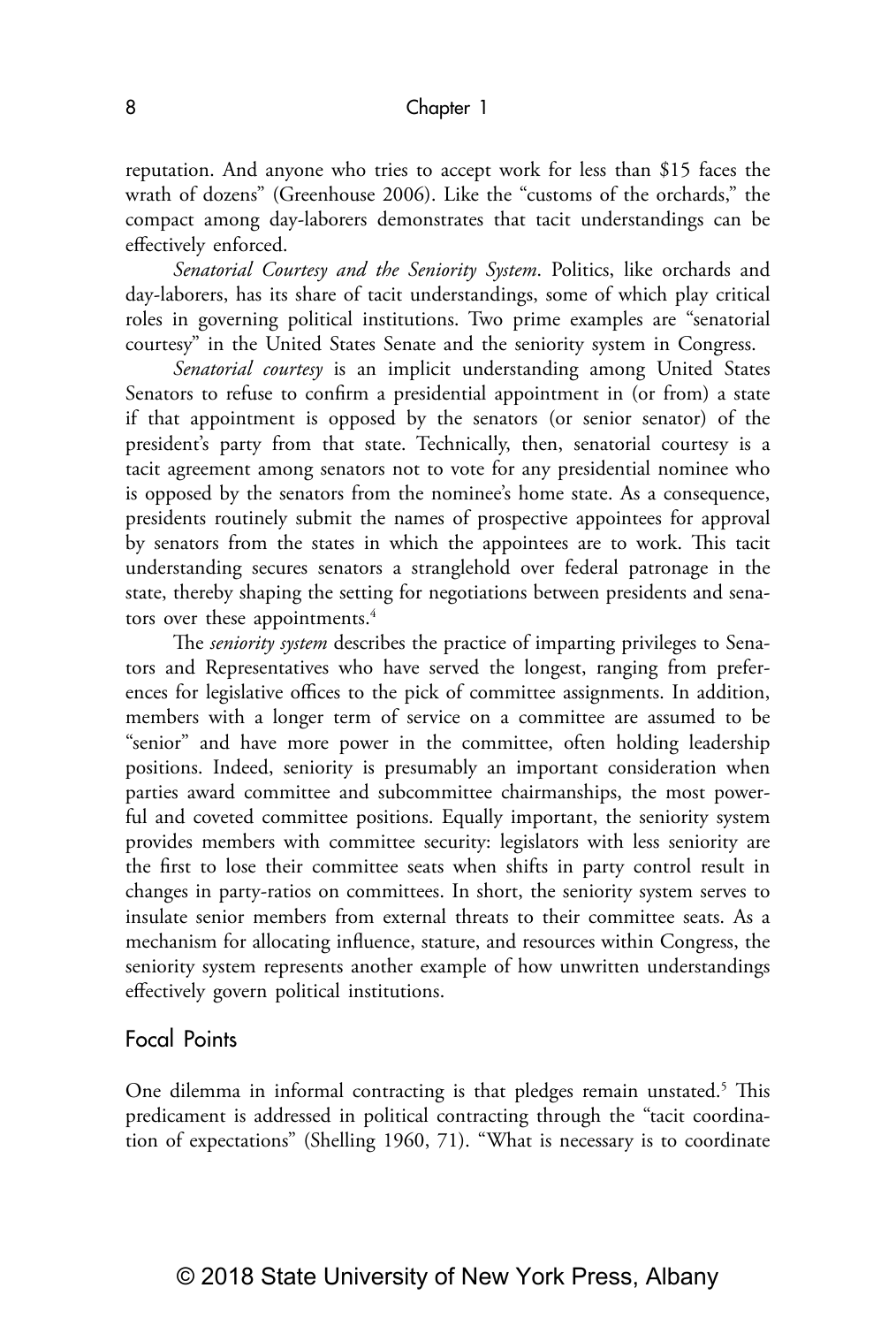reputation. And anyone who tries to accept work for less than $15 faces the wrath of dozens" (Greenhouse 2006). Like the "customs of the orchards," the compact among day-laborers demonstrates that tacit understandings can be effectively enforced.

*Senatorial Courtesy and the Seniority System*. Politics, like orchards and day-laborers, has its share of tacit understandings, some of which play critical roles in governing political institutions. Two prime examples are "senatorial courtesy" in the United States Senate and the seniority system in Congress.

*Senatorial courtesy* is an implicit understanding among United States Senators to refuse to confirm a presidential appointment in (or from) a state if that appointment is opposed by the senators (or senior senator) of the president's party from that state. Technically, then, senatorial courtesy is a tacit agreement among senators not to vote for any presidential nominee who is opposed by the senators from the nominee's home state. As a consequence, presidents routinely submit the names of prospective appointees for approval by senators from the states in which the appointees are to work. This tacit understanding secures senators a stranglehold over federal patronage in the state, thereby shaping the setting for negotiations between presidents and senators over these appointments.[4]

The *seniority system* describes the practice of imparting privileges to Senators and Representatives who have served the longest, ranging from preferences for legislative offices to the pick of committee assignments. In addition, members with a longer term of service on a committee are assumed to be "senior" and have more power in the committee, often holding leadership positions. Indeed, seniority is presumably an important consideration when parties award committee and subcommittee chairmanships, the most powerful and coveted committee positions. Equally important, the seniority system provides members with committee security: legislators with less seniority are the first to lose their committee seats when shifts in party control result in changes in party-ratios on committees. In short, the seniority system serves to insulate senior members from external threats to their committee seats. As a mechanism for allocating influence, stature, and resources within Congress, the seniority system represents another example of how unwritten understandings effectively govern political institutions.

## Focal Points

One dilemma in informal contracting is that pledges remain unstated.[5] This predicament is addressed in political contracting through the "tacit coordination of expectations" (Shelling 1960, 71). "What is necessary is to coordinate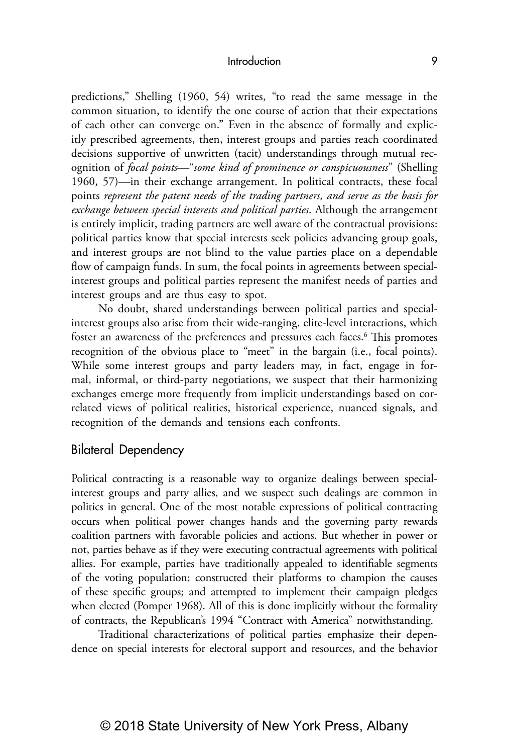predictions," Shelling (1960, 54) writes, "to read the same message in the common situation, to identify the one course of action that their expectations of each other can converge on." Even in the absence of formally and explicitly prescribed agreements, then, interest groups and parties reach coordinated decisions supportive of unwritten (tacit) understandings through mutual recognition of *focal points*—"*some kind of prominence or conspicuousness*" (Shelling 1960, 57)—in their exchange arrangement. In political contracts, these focal points *represent the patent needs of the trading partners, and serve as the basis for exchange between special interests and political parties*. Although the arrangement is entirely implicit, trading partners are well aware of the contractual provisions: political parties know that special interests seek policies advancing group goals, and interest groups are not blind to the value parties place on a dependable flow of campaign funds. In sum, the focal points in agreements between special-interest groups and political parties represent the manifest needs of parties and interest groups and are thus easy to spot.

No doubt, shared understandings between political parties and special-interest groups also arise from their wide-ranging, elite-level interactions, which foster an awareness of the preferences and pressures each faces.[6] This promotes recognition of the obvious place to "meet" in the bargain (i.e., focal points). While some interest groups and party leaders may, in fact, engage in formal, informal, or third-party negotiations, we suspect that their harmonizing exchanges emerge more frequently from implicit understandings based on correlated views of political realities, historical experience, nuanced signals, and recognition of the demands and tensions each confronts.

## Bilateral Dependency

Political contracting is a reasonable way to organize dealings between special-interest groups and party allies, and we suspect such dealings are common in politics in general. One of the most notable expressions of political contracting occurs when political power changes hands and the governing party rewards coalition partners with favorable policies and actions. But whether in power or not, parties behave as if they were executing contractual agreements with political allies. For example, parties have traditionally appealed to identifiable segments of the voting population; constructed their platforms to champion the causes of these specific groups; and attempted to implement their campaign pledges when elected (Pomper 1968). All of this is done implicitly without the formality of contracts, the Republican's 1994 "Contract with America" notwithstanding.

Traditional characterizations of political parties emphasize their dependence on special interests for electoral support and resources, and the behavior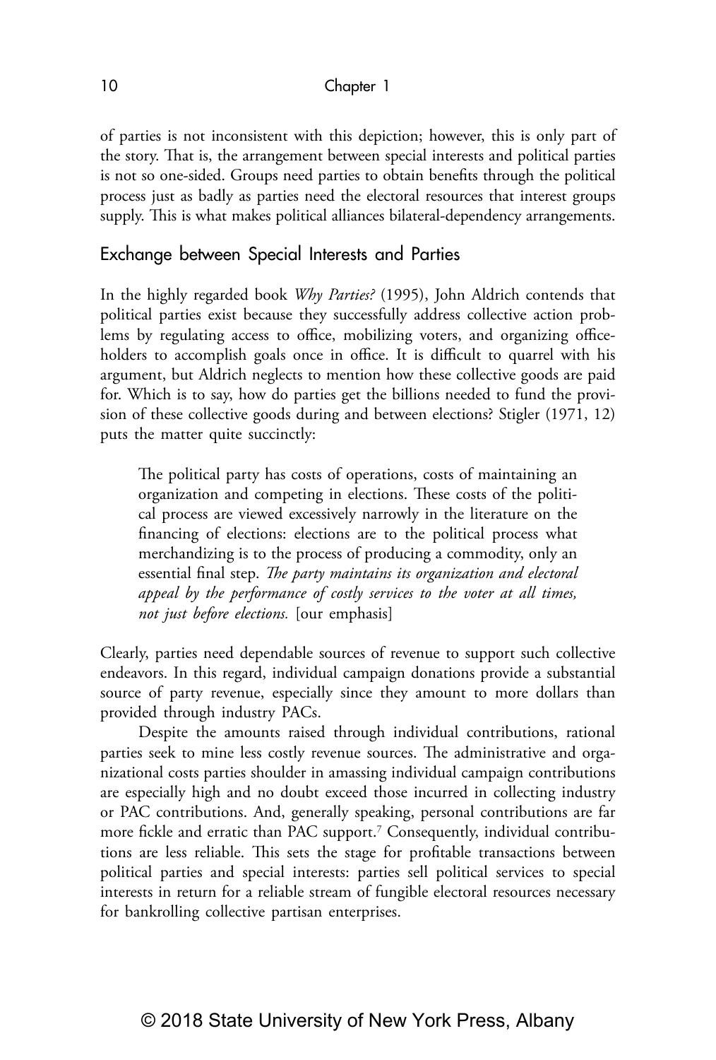of parties is not inconsistent with this depiction; however, this is only part of the story. That is, the arrangement between special interests and political parties is not so one-sided. Groups need parties to obtain benefits through the political process just as badly as parties need the electoral resources that interest groups supply. This is what makes political alliances bilateral-dependency arrangements.

## Exchange between Special Interests and Parties

In the highly regarded book *Why Parties?* (1995), John Aldrich contends that political parties exist because they successfully address collective action problems by regulating access to office, mobilizing voters, and organizing officeholders to accomplish goals once in office. It is difficult to quarrel with his argument, but Aldrich neglects to mention how these collective goods are paid for. Which is to say, how do parties get the billions needed to fund the provision of these collective goods during and between elections? Stigler (1971, 12) puts the matter quite succinctly:

> The political party has costs of operations, costs of maintaining an organization and competing in elections. These costs of the political process are viewed excessively narrowly in the literature on the financing of elections: elections are to the political process what merchandizing is to the process of producing a commodity, only an essential final step. *The party maintains its organization and electoral appeal by the performance of costly services to the voter at all times, not just before elections.* [our emphasis]

Clearly, parties need dependable sources of revenue to support such collective endeavors. In this regard, individual campaign donations provide a substantial source of party revenue, especially since they amount to more dollars than provided through industry PACs.

Despite the amounts raised through individual contributions, rational parties seek to mine less costly revenue sources. The administrative and organizational costs parties shoulder in amassing individual campaign contributions are especially high and no doubt exceed those incurred in collecting industry or PAC contributions. And, generally speaking, personal contributions are far more fickle and erratic than PAC support.[7] Consequently, individual contributions are less reliable. This sets the stage for profitable transactions between political parties and special interests: parties sell political services to special interests in return for a reliable stream of fungible electoral resources necessary for bankrolling collective partisan enterprises.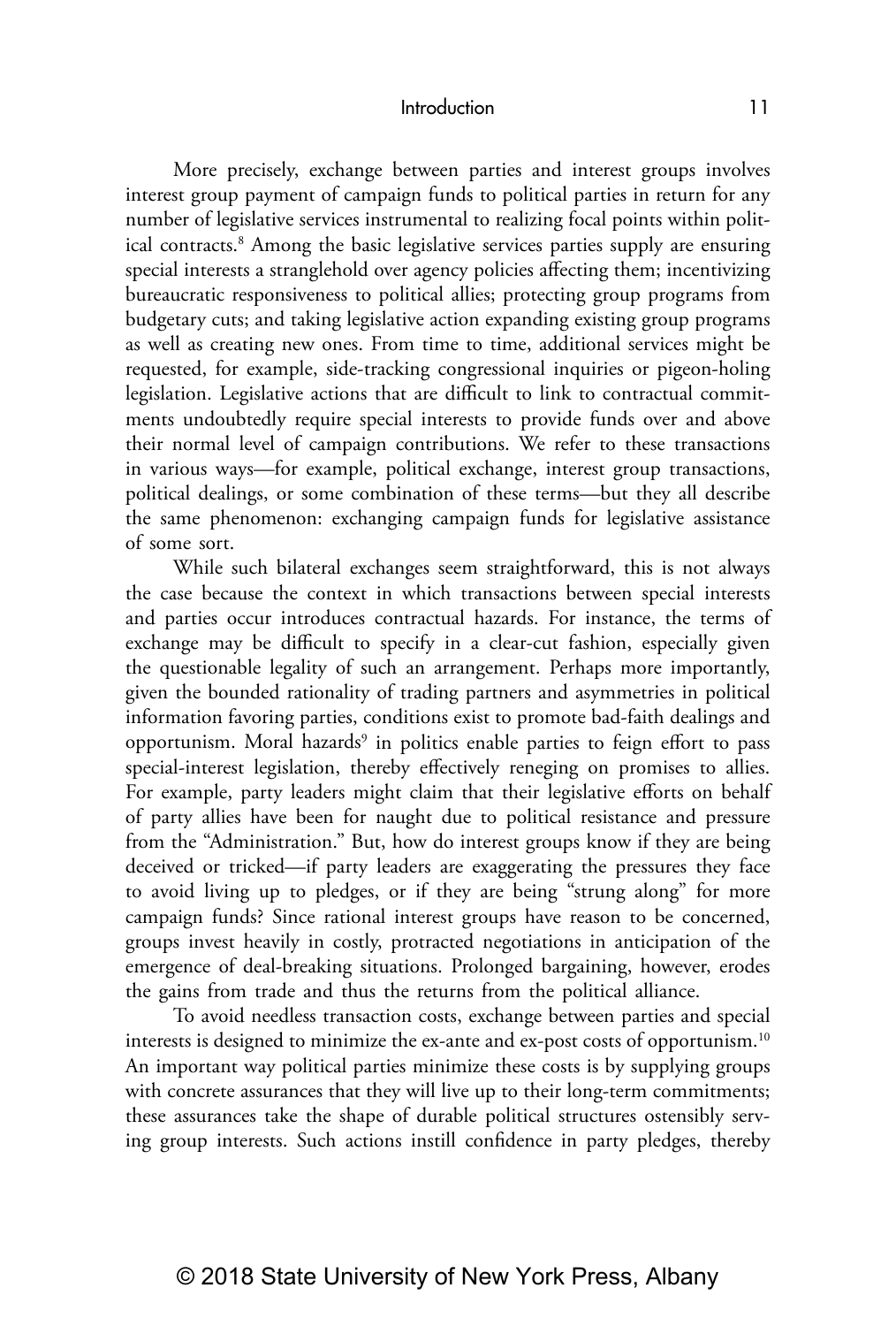More precisely, exchange between parties and interest groups involves interest group payment of campaign funds to political parties in return for any number of legislative services instrumental to realizing focal points within political contracts.[8] Among the basic legislative services parties supply are ensuring special interests a stranglehold over agency policies affecting them; incentivizing bureaucratic responsiveness to political allies; protecting group programs from budgetary cuts; and taking legislative action expanding existing group programs as well as creating new ones. From time to time, additional services might be requested, for example, side-tracking congressional inquiries or pigeon-holing legislation. Legislative actions that are difficult to link to contractual commitments undoubtedly require special interests to provide funds over and above their normal level of campaign contributions. We refer to these transactions in various ways—for example, political exchange, interest group transactions, political dealings, or some combination of these terms—but they all describe the same phenomenon: exchanging campaign funds for legislative assistance of some sort.

While such bilateral exchanges seem straightforward, this is not always the case because the context in which transactions between special interests and parties occur introduces contractual hazards. For instance, the terms of exchange may be difficult to specify in a clear-cut fashion, especially given the questionable legality of such an arrangement. Perhaps more importantly, given the bounded rationality of trading partners and asymmetries in political information favoring parties, conditions exist to promote bad-faith dealings and opportunism. Moral hazards[9] in politics enable parties to feign effort to pass special-interest legislation, thereby effectively reneging on promises to allies. For example, party leaders might claim that their legislative efforts on behalf of party allies have been for naught due to political resistance and pressure from the "Administration." But, how do interest groups know if they are being deceived or tricked—if party leaders are exaggerating the pressures they face to avoid living up to pledges, or if they are being "strung along" for more campaign funds? Since rational interest groups have reason to be concerned, groups invest heavily in costly, protracted negotiations in anticipation of the emergence of deal-breaking situations. Prolonged bargaining, however, erodes the gains from trade and thus the returns from the political alliance.

To avoid needless transaction costs, exchange between parties and special interests is designed to minimize the ex-ante and ex-post costs of opportunism.[10] An important way political parties minimize these costs is by supplying groups with concrete assurances that they will live up to their long-term commitments; these assurances take the shape of durable political structures ostensibly serving group interests. Such actions instill confidence in party pledges, thereby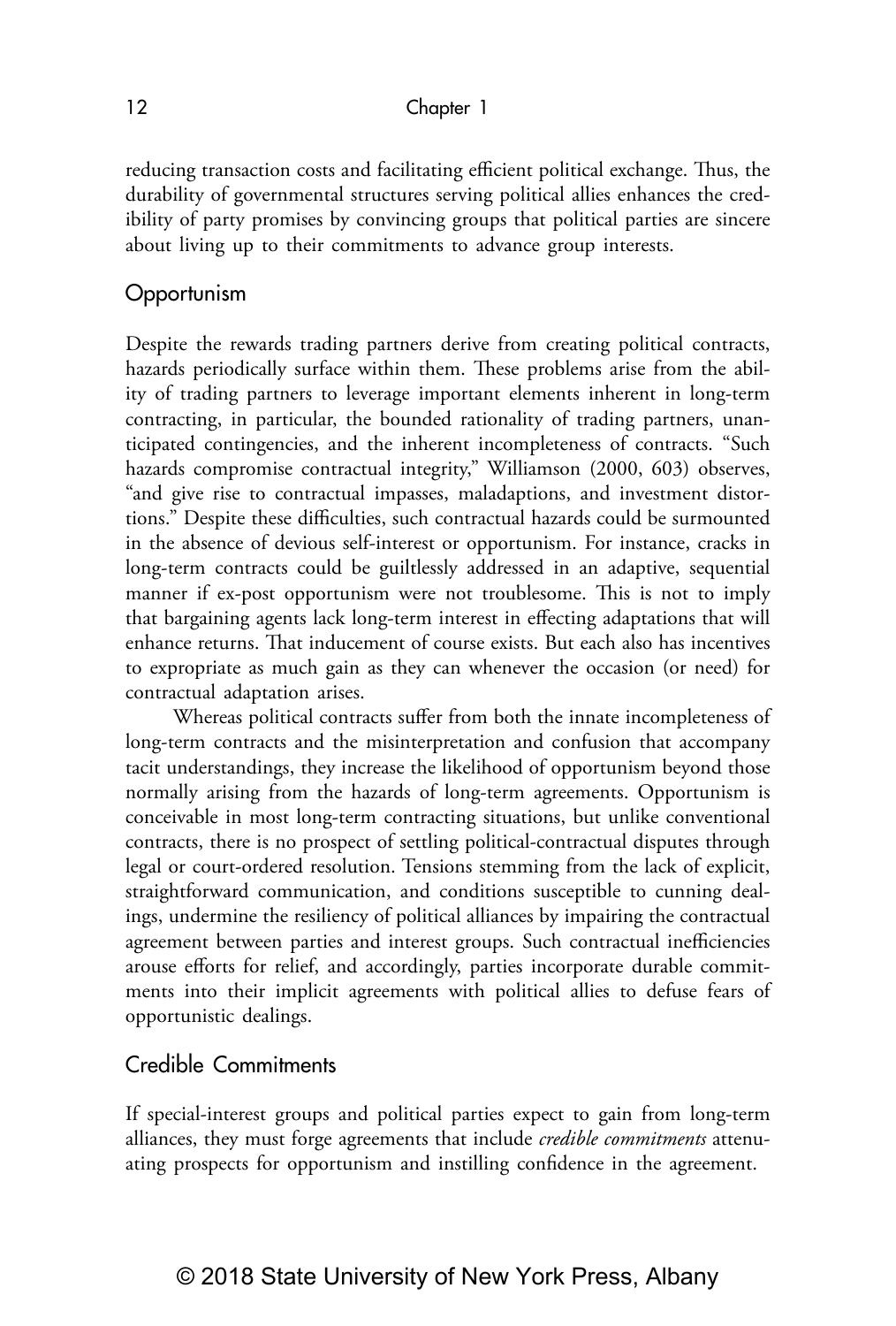reducing transaction costs and facilitating efficient political exchange. Thus, the durability of governmental structures serving political allies enhances the credibility of party promises by convincing groups that political parties are sincere about living up to their commitments to advance group interests.

## Opportunism

Despite the rewards trading partners derive from creating political contracts, hazards periodically surface within them. These problems arise from the ability of trading partners to leverage important elements inherent in long-term contracting, in particular, the bounded rationality of trading partners, unanticipated contingencies, and the inherent incompleteness of contracts. "Such hazards compromise contractual integrity," Williamson (2000, 603) observes, "and give rise to contractual impasses, maladaptions, and investment distortions." Despite these difficulties, such contractual hazards could be surmounted in the absence of devious self-interest or opportunism. For instance, cracks in long-term contracts could be guiltlessly addressed in an adaptive, sequential manner if ex-post opportunism were not troublesome. This is not to imply that bargaining agents lack long-term interest in effecting adaptations that will enhance returns. That inducement of course exists. But each also has incentives to expropriate as much gain as they can whenever the occasion (or need) for contractual adaptation arises.

Whereas political contracts suffer from both the innate incompleteness of long-term contracts and the misinterpretation and confusion that accompany tacit understandings, they increase the likelihood of opportunism beyond those normally arising from the hazards of long-term agreements. Opportunism is conceivable in most long-term contracting situations, but unlike conventional contracts, there is no prospect of settling political-contractual disputes through legal or court-ordered resolution. Tensions stemming from the lack of explicit, straightforward communication, and conditions susceptible to cunning dealings, undermine the resiliency of political alliances by impairing the contractual agreement between parties and interest groups. Such contractual inefficiencies arouse efforts for relief, and accordingly, parties incorporate durable commitments into their implicit agreements with political allies to defuse fears of opportunistic dealings.

## Credible Commitments

If special-interest groups and political parties expect to gain from long-term alliances, they must forge agreements that include *credible commitments* attenuating prospects for opportunism and instilling confidence in the agreement.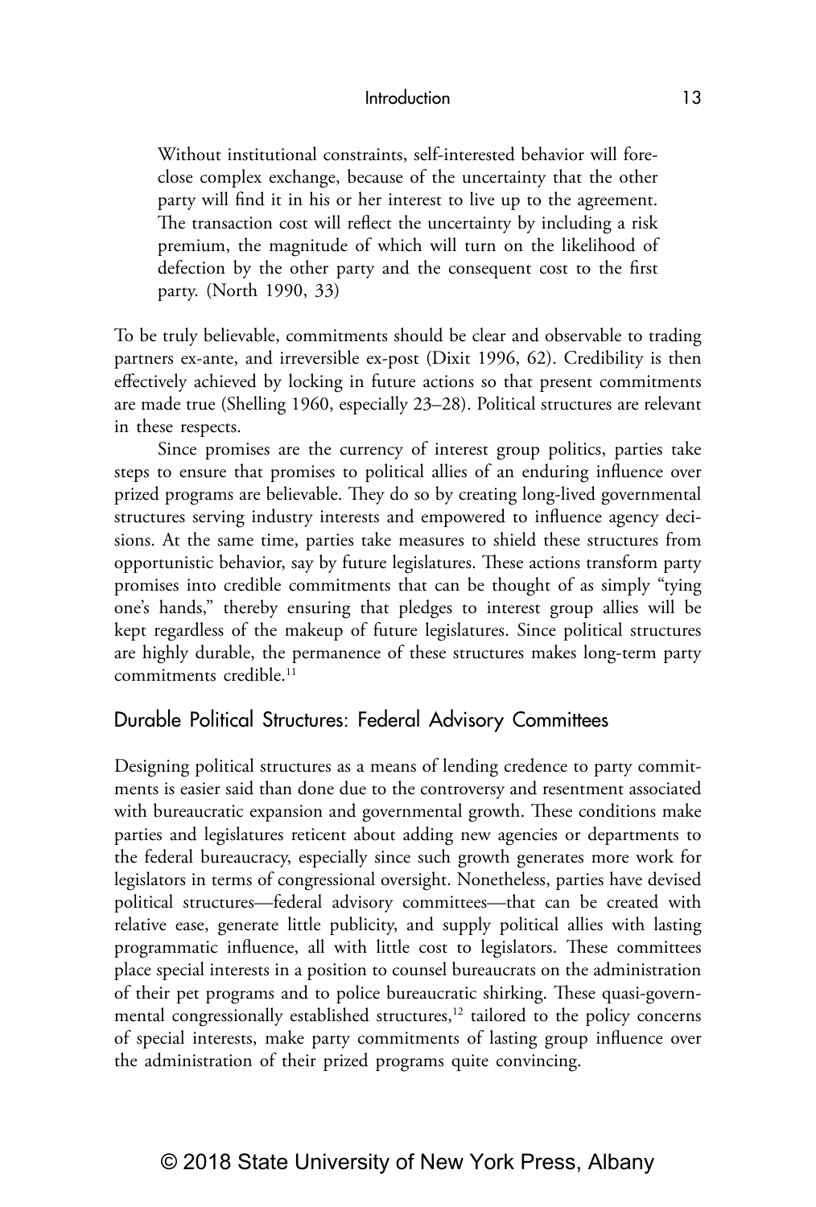> Without institutional constraints, self-interested behavior will foreclose complex exchange, because of the uncertainty that the other party will find it in his or her interest to live up to the agreement. The transaction cost will reflect the uncertainty by including a risk premium, the magnitude of which will turn on the likelihood of defection by the other party and the consequent cost to the first party. (North 1990, 33)

To be truly believable, commitments should be clear and observable to trading partners ex-ante, and irreversible ex-post (Dixit 1996, 62). Credibility is then effectively achieved by locking in future actions so that present commitments are made true (Shelling 1960, especially 23–28). Political structures are relevant in these respects.

Since promises are the currency of interest group politics, parties take steps to ensure that promises to political allies of an enduring influence over prized programs are believable. They do so by creating long-lived governmental structures serving industry interests and empowered to influence agency decisions. At the same time, parties take measures to shield these structures from opportunistic behavior, say by future legislatures. These actions transform party promises into credible commitments that can be thought of as simply "tying one's hands," thereby ensuring that pledges to interest group allies will be kept regardless of the makeup of future legislatures. Since political structures are highly durable, the permanence of these structures makes long-term party commitments credible.[11]

## Durable Political Structures: Federal Advisory Committees

Designing political structures as a means of lending credence to party commitments is easier said than done due to the controversy and resentment associated with bureaucratic expansion and governmental growth. These conditions make parties and legislatures reticent about adding new agencies or departments to the federal bureaucracy, especially since such growth generates more work for legislators in terms of congressional oversight. Nonetheless, parties have devised political structures—federal advisory committees—that can be created with relative ease, generate little publicity, and supply political allies with lasting programmatic influence, all with little cost to legislators. These committees place special interests in a position to counsel bureaucrats on the administration of their pet programs and to police bureaucratic shirking. These quasi-governmental congressionally established structures,[12] tailored to the policy concerns of special interests, make party commitments of lasting group influence over the administration of their prized programs quite convincing.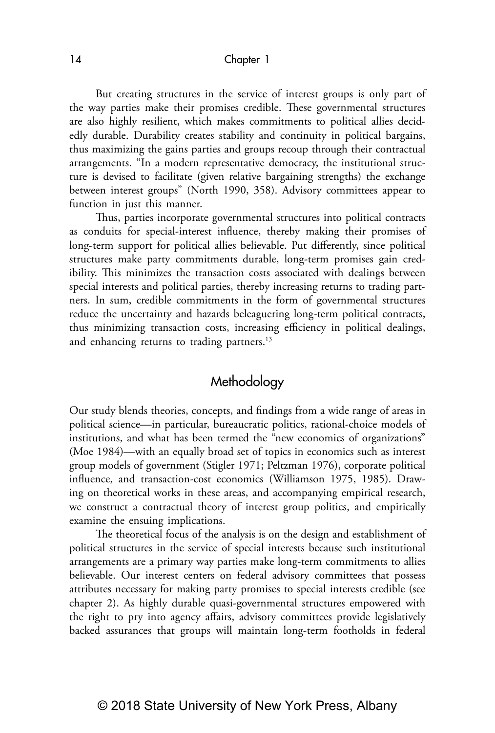But creating structures in the service of interest groups is only part of the way parties make their promises credible. These governmental structures are also highly resilient, which makes commitments to political allies decidedly durable. Durability creates stability and continuity in political bargains, thus maximizing the gains parties and groups recoup through their contractual arrangements. "In a modern representative democracy, the institutional structure is devised to facilitate (given relative bargaining strengths) the exchange between interest groups" (North 1990, 358). Advisory committees appear to function in just this manner.

Thus, parties incorporate governmental structures into political contracts as conduits for special-interest influence, thereby making their promises of long-term support for political allies believable. Put differently, since political structures make party commitments durable, long-term promises gain credibility. This minimizes the transaction costs associated with dealings between special interests and political parties, thereby increasing returns to trading partners. In sum, credible commitments in the form of governmental structures reduce the uncertainty and hazards beleaguering long-term political contracts, thus minimizing transaction costs, increasing efficiency in political dealings, and enhancing returns to trading partners.[13]

## Methodology

Our study blends theories, concepts, and findings from a wide range of areas in political science—in particular, bureaucratic politics, rational-choice models of institutions, and what has been termed the "new economics of organizations" (Moe 1984)—with an equally broad set of topics in economics such as interest group models of government (Stigler 1971; Peltzman 1976), corporate political influence, and transaction-cost economics (Williamson 1975, 1985). Drawing on theoretical works in these areas, and accompanying empirical research, we construct a contractual theory of interest group politics, and empirically examine the ensuing implications.

The theoretical focus of the analysis is on the design and establishment of political structures in the service of special interests because such institutional arrangements are a primary way parties make long-term commitments to allies believable. Our interest centers on federal advisory committees that possess attributes necessary for making party promises to special interests credible (see chapter 2). As highly durable quasi-governmental structures empowered with the right to pry into agency affairs, advisory committees provide legislatively backed assurances that groups will maintain long-term footholds in federal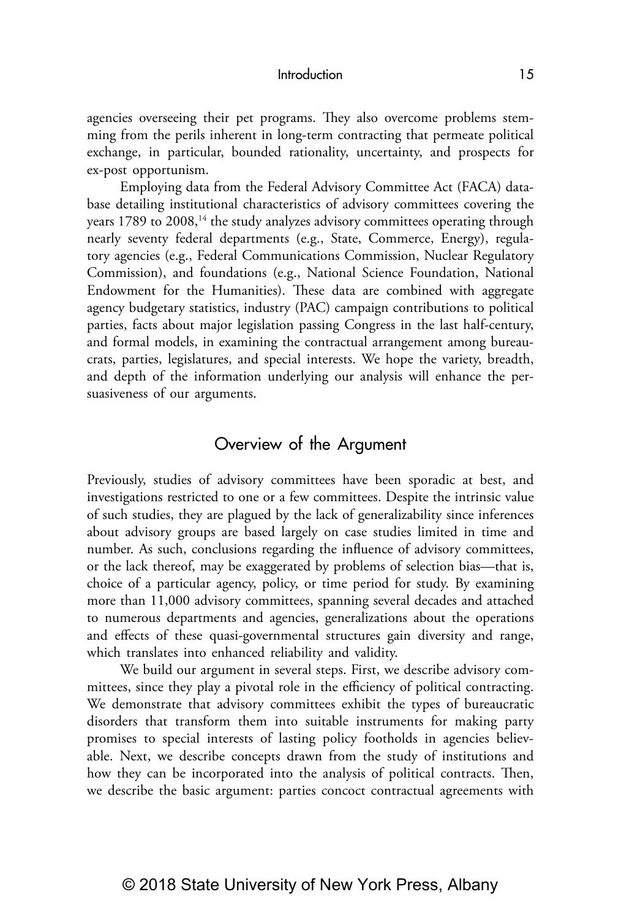agencies overseeing their pet programs. They also overcome problems stemming from the perils inherent in long-term contracting that permeate political exchange, in particular, bounded rationality, uncertainty, and prospects for ex-post opportunism.

Employing data from the Federal Advisory Committee Act (FACA) database detailing institutional characteristics of advisory committees covering the years 1789 to 2008,[14] the study analyzes advisory committees operating through nearly seventy federal departments (e.g., State, Commerce, Energy), regulatory agencies (e.g., Federal Communications Commission, Nuclear Regulatory Commission), and foundations (e.g., National Science Foundation, National Endowment for the Humanities). These data are combined with aggregate agency budgetary statistics, industry (PAC) campaign contributions to political parties, facts about major legislation passing Congress in the last half-century, and formal models, in examining the contractual arrangement among bureaucrats, parties, legislatures, and special interests. We hope the variety, breadth, and depth of the information underlying our analysis will enhance the persuasiveness of our arguments.

## Overview of the Argument

Previously, studies of advisory committees have been sporadic at best, and investigations restricted to one or a few committees. Despite the intrinsic value of such studies, they are plagued by the lack of generalizability since inferences about advisory groups are based largely on case studies limited in time and number. As such, conclusions regarding the influence of advisory committees, or the lack thereof, may be exaggerated by problems of selection bias—that is, choice of a particular agency, policy, or time period for study. By examining more than 11,000 advisory committees, spanning several decades and attached to numerous departments and agencies, generalizations about the operations and effects of these quasi-governmental structures gain diversity and range, which translates into enhanced reliability and validity.

We build our argument in several steps. First, we describe advisory committees, since they play a pivotal role in the efficiency of political contracting. We demonstrate that advisory committees exhibit the types of bureaucratic disorders that transform them into suitable instruments for making party promises to special interests of lasting policy footholds in agencies believable. Next, we describe concepts drawn from the study of institutions and how they can be incorporated into the analysis of political contracts. Then, we describe the basic argument: parties concoct contractual agreements with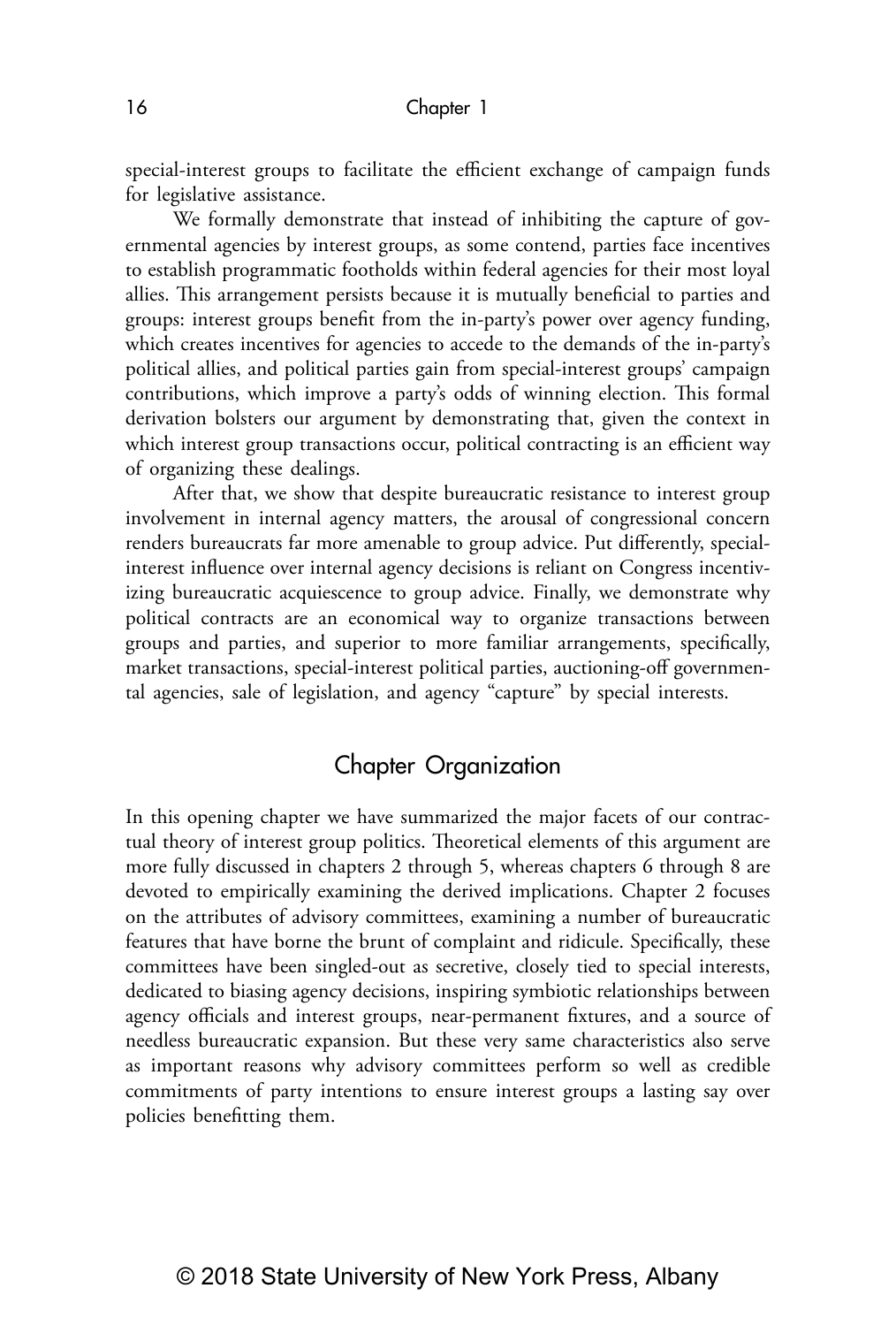special-interest groups to facilitate the efficient exchange of campaign funds for legislative assistance.

We formally demonstrate that instead of inhibiting the capture of governmental agencies by interest groups, as some contend, parties face incentives to establish programmatic footholds within federal agencies for their most loyal allies. This arrangement persists because it is mutually beneficial to parties and groups: interest groups benefit from the in-party's power over agency funding, which creates incentives for agencies to accede to the demands of the in-party's political allies, and political parties gain from special-interest groups' campaign contributions, which improve a party's odds of winning election. This formal derivation bolsters our argument by demonstrating that, given the context in which interest group transactions occur, political contracting is an efficient way of organizing these dealings.

After that, we show that despite bureaucratic resistance to interest group involvement in internal agency matters, the arousal of congressional concern renders bureaucrats far more amenable to group advice. Put differently, special-interest influence over internal agency decisions is reliant on Congress incentivizing bureaucratic acquiescence to group advice. Finally, we demonstrate why political contracts are an economical way to organize transactions between groups and parties, and superior to more familiar arrangements, specifically, market transactions, special-interest political parties, auctioning-off governmental agencies, sale of legislation, and agency "capture" by special interests.

## Chapter Organization

In this opening chapter we have summarized the major facets of our contractual theory of interest group politics. Theoretical elements of this argument are more fully discussed in chapters 2 through 5, whereas chapters 6 through 8 are devoted to empirically examining the derived implications. Chapter 2 focuses on the attributes of advisory committees, examining a number of bureaucratic features that have borne the brunt of complaint and ridicule. Specifically, these committees have been singled-out as secretive, closely tied to special interests, dedicated to biasing agency decisions, inspiring symbiotic relationships between agency officials and interest groups, near-permanent fixtures, and a source of needless bureaucratic expansion. But these very same characteristics also serve as important reasons why advisory committees perform so well as credible commitments of party intentions to ensure interest groups a lasting say over policies benefitting them.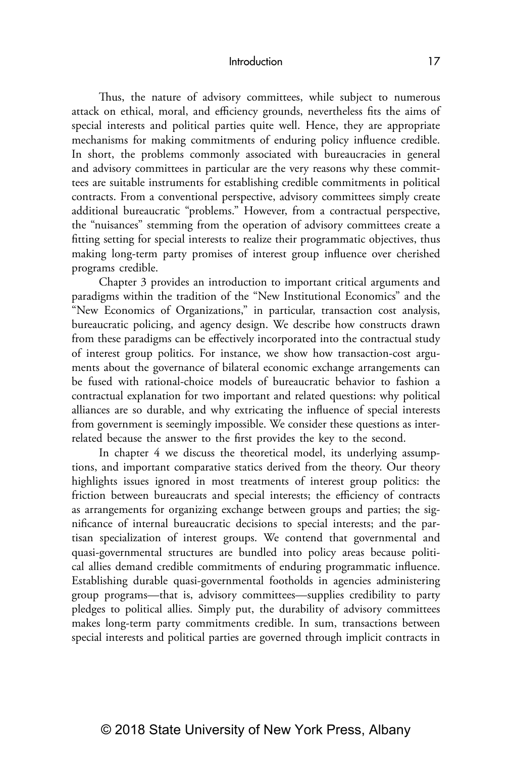Thus, the nature of advisory committees, while subject to numerous attack on ethical, moral, and efficiency grounds, nevertheless fits the aims of special interests and political parties quite well. Hence, they are appropriate mechanisms for making commitments of enduring policy influence credible. In short, the problems commonly associated with bureaucracies in general and advisory committees in particular are the very reasons why these committees are suitable instruments for establishing credible commitments in political contracts. From a conventional perspective, advisory committees simply create additional bureaucratic "problems." However, from a contractual perspective, the "nuisances" stemming from the operation of advisory committees create a fitting setting for special interests to realize their programmatic objectives, thus making long-term party promises of interest group influence over cherished programs credible.

Chapter 3 provides an introduction to important critical arguments and paradigms within the tradition of the "New Institutional Economics" and the "New Economics of Organizations," in particular, transaction cost analysis, bureaucratic policing, and agency design. We describe how constructs drawn from these paradigms can be effectively incorporated into the contractual study of interest group politics. For instance, we show how transaction-cost arguments about the governance of bilateral economic exchange arrangements can be fused with rational-choice models of bureaucratic behavior to fashion a contractual explanation for two important and related questions: why political alliances are so durable, and why extricating the influence of special interests from government is seemingly impossible. We consider these questions as interrelated because the answer to the first provides the key to the second.

In chapter 4 we discuss the theoretical model, its underlying assumptions, and important comparative statics derived from the theory. Our theory highlights issues ignored in most treatments of interest group politics: the friction between bureaucrats and special interests; the efficiency of contracts as arrangements for organizing exchange between groups and parties; the significance of internal bureaucratic decisions to special interests; and the partisan specialization of interest groups. We contend that governmental and quasi-governmental structures are bundled into policy areas because political allies demand credible commitments of enduring programmatic influence. Establishing durable quasi-governmental footholds in agencies administering group programs—that is, advisory committees—supplies credibility to party pledges to political allies. Simply put, the durability of advisory committees makes long-term party commitments credible. In sum, transactions between special interests and political parties are governed through implicit contracts in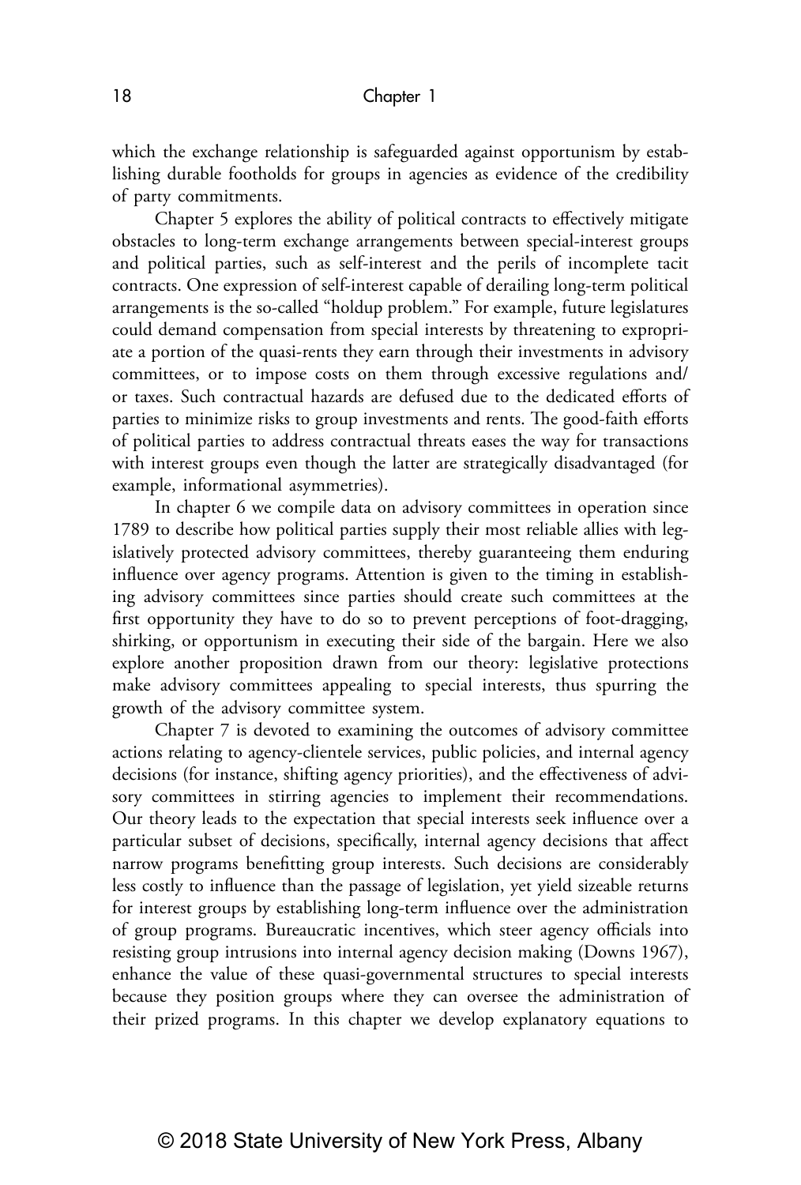which the exchange relationship is safeguarded against opportunism by establishing durable footholds for groups in agencies as evidence of the credibility of party commitments.

Chapter 5 explores the ability of political contracts to effectively mitigate obstacles to long-term exchange arrangements between special-interest groups and political parties, such as self-interest and the perils of incomplete tacit contracts. One expression of self-interest capable of derailing long-term political arrangements is the so-called "holdup problem." For example, future legislatures could demand compensation from special interests by threatening to expropriate a portion of the quasi-rents they earn through their investments in advisory committees, or to impose costs on them through excessive regulations and/or taxes. Such contractual hazards are defused due to the dedicated efforts of parties to minimize risks to group investments and rents. The good-faith efforts of political parties to address contractual threats eases the way for transactions with interest groups even though the latter are strategically disadvantaged (for example, informational asymmetries).

In chapter 6 we compile data on advisory committees in operation since 1789 to describe how political parties supply their most reliable allies with legislatively protected advisory committees, thereby guaranteeing them enduring influence over agency programs. Attention is given to the timing in establishing advisory committees since parties should create such committees at the first opportunity they have to do so to prevent perceptions of foot-dragging, shirking, or opportunism in executing their side of the bargain. Here we also explore another proposition drawn from our theory: legislative protections make advisory committees appealing to special interests, thus spurring the growth of the advisory committee system.

Chapter 7 is devoted to examining the outcomes of advisory committee actions relating to agency-clientele services, public policies, and internal agency decisions (for instance, shifting agency priorities), and the effectiveness of advisory committees in stirring agencies to implement their recommendations. Our theory leads to the expectation that special interests seek influence over a particular subset of decisions, specifically, internal agency decisions that affect narrow programs benefitting group interests. Such decisions are considerably less costly to influence than the passage of legislation, yet yield sizeable returns for interest groups by establishing long-term influence over the administration of group programs. Bureaucratic incentives, which steer agency officials into resisting group intrusions into internal agency decision making (Downs 1967), enhance the value of these quasi-governmental structures to special interests because they position groups where they can oversee the administration of their prized programs. In this chapter we develop explanatory equations to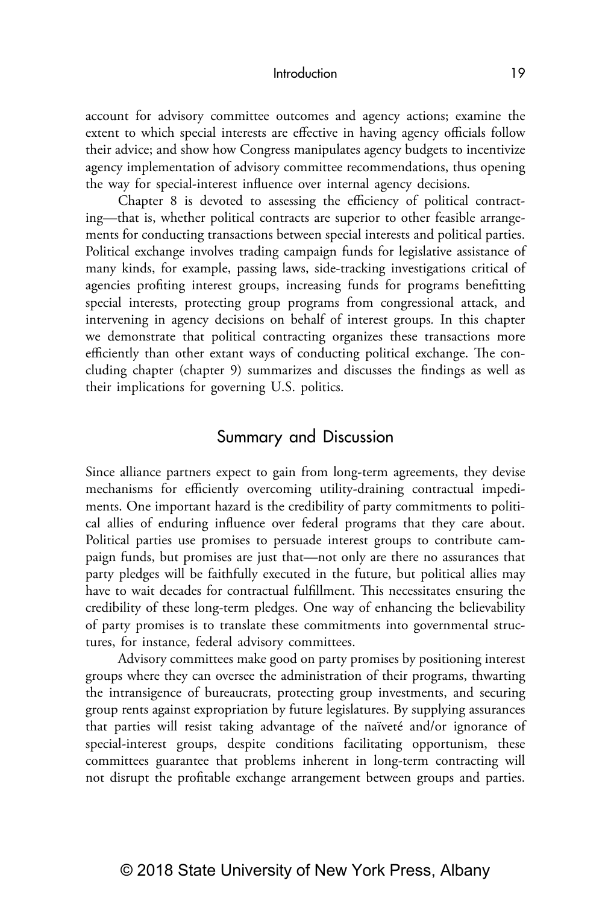account for advisory committee outcomes and agency actions; examine the extent to which special interests are effective in having agency officials follow their advice; and show how Congress manipulates agency budgets to incentivize agency implementation of advisory committee recommendations, thus opening the way for special-interest influence over internal agency decisions.

Chapter 8 is devoted to assessing the efficiency of political contracting—that is, whether political contracts are superior to other feasible arrangements for conducting transactions between special interests and political parties. Political exchange involves trading campaign funds for legislative assistance of many kinds, for example, passing laws, side-tracking investigations critical of agencies profiting interest groups, increasing funds for programs benefitting special interests, protecting group programs from congressional attack, and intervening in agency decisions on behalf of interest groups. In this chapter we demonstrate that political contracting organizes these transactions more efficiently than other extant ways of conducting political exchange. The concluding chapter (chapter 9) summarizes and discusses the findings as well as their implications for governing U.S. politics.

## Summary and Discussion

Since alliance partners expect to gain from long-term agreements, they devise mechanisms for efficiently overcoming utility-draining contractual impediments. One important hazard is the credibility of party commitments to political allies of enduring influence over federal programs that they care about. Political parties use promises to persuade interest groups to contribute campaign funds, but promises are just that—not only are there no assurances that party pledges will be faithfully executed in the future, but political allies may have to wait decades for contractual fulfillment. This necessitates ensuring the credibility of these long-term pledges. One way of enhancing the believability of party promises is to translate these commitments into governmental structures, for instance, federal advisory committees.

Advisory committees make good on party promises by positioning interest groups where they can oversee the administration of their programs, thwarting the intransigence of bureaucrats, protecting group investments, and securing group rents against expropriation by future legislatures. By supplying assurances that parties will resist taking advantage of the naïveté and/or ignorance of special-interest groups, despite conditions facilitating opportunism, these committees guarantee that problems inherent in long-term contracting will not disrupt the profitable exchange arrangement between groups and parties.

© 2018 State University of New York Press, Albany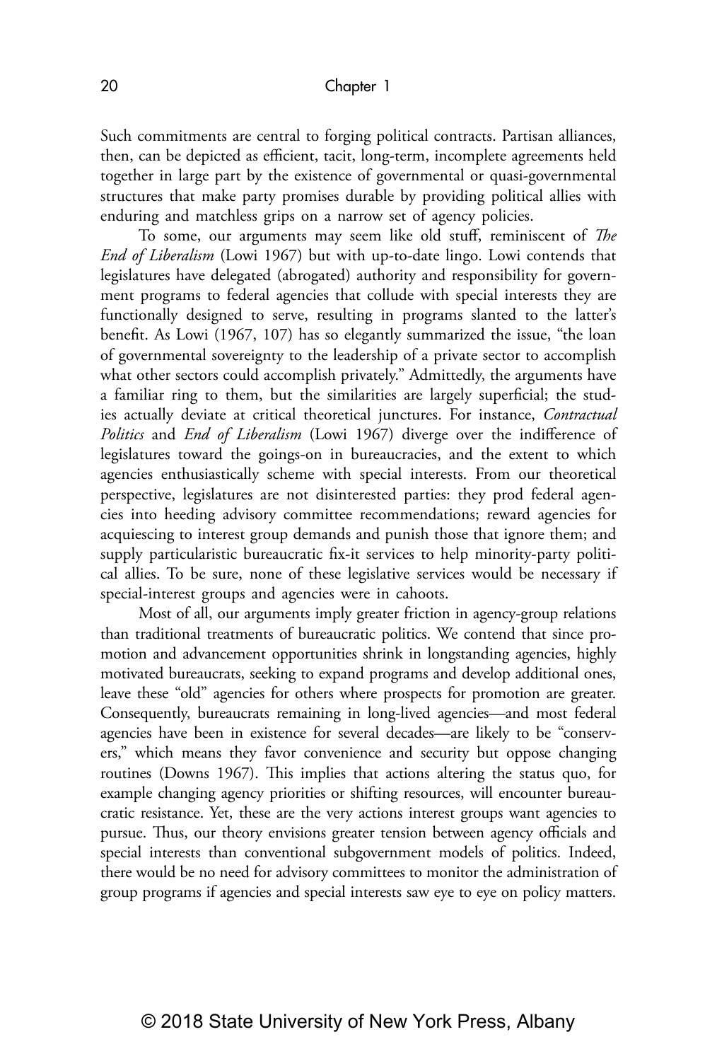Such commitments are central to forging political contracts. Partisan alliances, then, can be depicted as efficient, tacit, long-term, incomplete agreements held together in large part by the existence of governmental or quasi-governmental structures that make party promises durable by providing political allies with enduring and matchless grips on a narrow set of agency policies.

To some, our arguments may seem like old stuff, reminiscent of *The End of Liberalism* (Lowi 1967) but with up-to-date lingo. Lowi contends that legislatures have delegated (abrogated) authority and responsibility for government programs to federal agencies that collude with special interests they are functionally designed to serve, resulting in programs slanted to the latter's benefit. As Lowi (1967, 107) has so elegantly summarized the issue, "the loan of governmental sovereignty to the leadership of a private sector to accomplish what other sectors could accomplish privately." Admittedly, the arguments have a familiar ring to them, but the similarities are largely superficial; the studies actually deviate at critical theoretical junctures. For instance, *Contractual Politics* and *End of Liberalism* (Lowi 1967) diverge over the indifference of legislatures toward the goings-on in bureaucracies, and the extent to which agencies enthusiastically scheme with special interests. From our theoretical perspective, legislatures are not disinterested parties: they prod federal agencies into heeding advisory committee recommendations; reward agencies for acquiescing to interest group demands and punish those that ignore them; and supply particularistic bureaucratic fix-it services to help minority-party political allies. To be sure, none of these legislative services would be necessary if special-interest groups and agencies were in cahoots.

Most of all, our arguments imply greater friction in agency-group relations than traditional treatments of bureaucratic politics. We contend that since promotion and advancement opportunities shrink in longstanding agencies, highly motivated bureaucrats, seeking to expand programs and develop additional ones, leave these "old" agencies for others where prospects for promotion are greater. Consequently, bureaucrats remaining in long-lived agencies—and most federal agencies have been in existence for several decades—are likely to be "conservers," which means they favor convenience and security but oppose changing routines (Downs 1967). This implies that actions altering the status quo, for example changing agency priorities or shifting resources, will encounter bureaucratic resistance. Yet, these are the very actions interest groups want agencies to pursue. Thus, our theory envisions greater tension between agency officials and special interests than conventional subgovernment models of politics. Indeed, there would be no need for advisory committees to monitor the administration of group programs if agencies and special interests saw eye to eye on policy matters.

© 2018 State University of New York Press, Albany